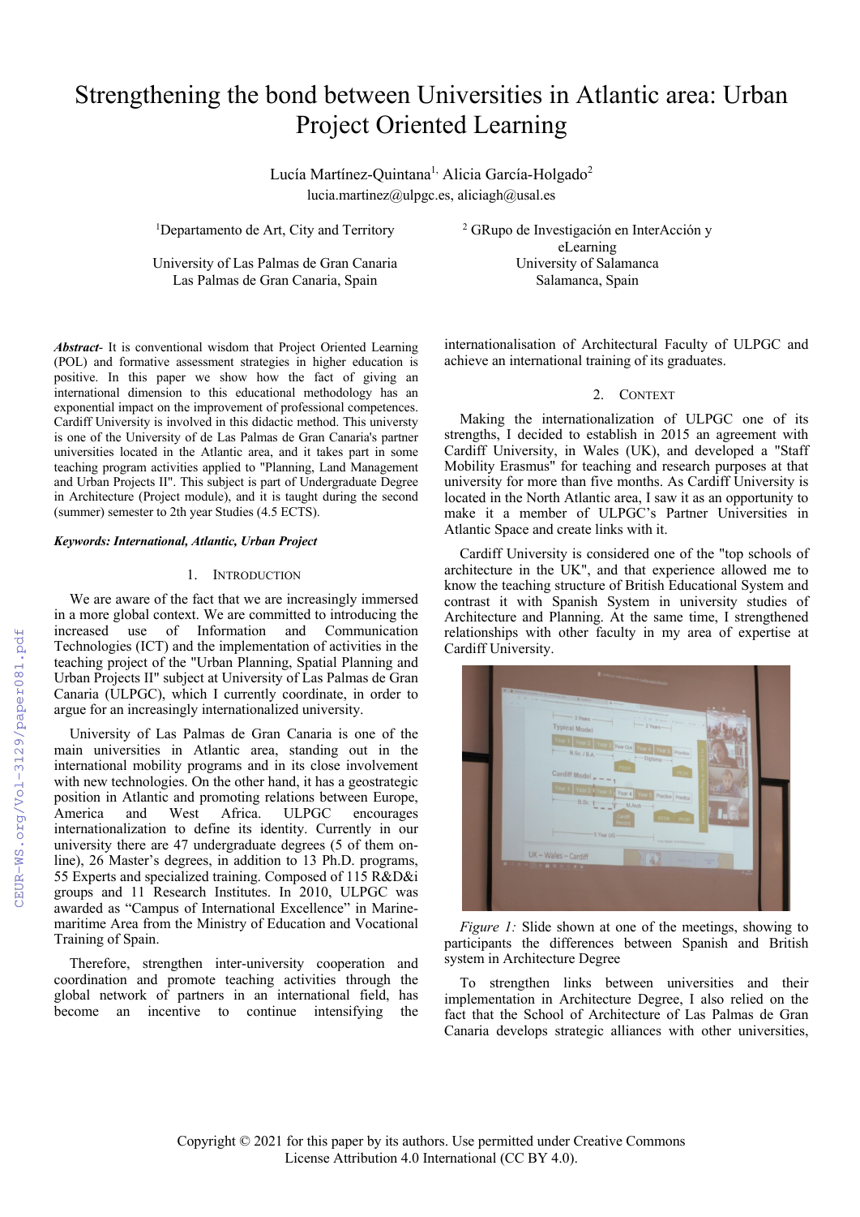# Strengthening the bond between Universities in Atlantic area: Urban Project Oriented Learning

Lucía Martínez-Quintana[1], Alicia García-Holgado[2]

lucia.martinez@ulpgc.es, aliciagh@usal.es

[1]Departamento de Art, City and Territory

University of Las Palmas de Gran Canaria
Las Palmas de Gran Canaria, Spain

[2] GRupo de Investigación en InterAcción y eLearning
University of Salamanca
Salamanca, Spain

***Abstract***- It is conventional wisdom that Project Oriented Learning (POL) and formative assessment strategies in higher education is positive. In this paper we show how the fact of giving an international dimension to this educational methodology has an exponential impact on the improvement of professional competences. Cardiff University is involved in this didactic method. This universty is one of the University of de Las Palmas de Gran Canaria's partner universities located in the Atlantic area, and it takes part in some teaching program activities applied to "Planning, Land Management and Urban Projects II". This subject is part of Undergraduate Degree in Architecture (Project module), and it is taught during the second (summer) semester to 2th year Studies (4.5 ECTS).

***Keywords: International, Atlantic, Urban Project***

## 1. Introduction

We are aware of the fact that we are increasingly immersed in a more global context. We are committed to introducing the increased use of Information and Communication Technologies (ICT) and the implementation of activities in the teaching project of the "Urban Planning, Spatial Planning and Urban Projects II" subject at University of Las Palmas de Gran Canaria (ULPGC), which I currently coordinate, in order to argue for an increasingly internationalized university.

University of Las Palmas de Gran Canaria is one of the main universities in Atlantic area, standing out in the international mobility programs and in its close involvement with new technologies. On the other hand, it has a geostrategic position in Atlantic and promoting relations between Europe, America and West Africa. ULPGC encourages internationalization to define its identity. Currently in our university there are 47 undergraduate degrees (5 of them on-line), 26 Master's degrees, in addition to 13 Ph.D. programs, 55 Experts and specialized training. Composed of 115 R&D&i groups and 11 Research Institutes. In 2010, ULPGC was awarded as "Campus of International Excellence" in Marine-maritime Area from the Ministry of Education and Vocational Training of Spain.

Therefore, strengthen inter-university cooperation and coordination and promote teaching activities through the global network of partners in an international field, has become an incentive to continue intensifying the internationalisation of Architectural Faculty of ULPGC and achieve an international training of its graduates.

## 2. Context

Making the internationalization of ULPGC one of its strengths, I decided to establish in 2015 an agreement with Cardiff University, in Wales (UK), and developed a "Staff Mobility Erasmus" for teaching and research purposes at that university for more than five months. As Cardiff University is located in the North Atlantic area, I saw it as an opportunity to make it a member of ULPGC's Partner Universities in Atlantic Space and create links with it.

Cardiff University is considered one of the "top schools of architecture in the UK", and that experience allowed me to know the teaching structure of British Educational System and contrast it with Spanish System in university studies of Architecture and Planning. At the same time, I strengthened relationships with other faculty in my area of expertise at Cardiff University.

*Figure 1:* Slide shown at one of the meetings, showing to participants the differences between Spanish and British system in Architecture Degree

To strengthen links between universities and their implementation in Architecture Degree, I also relied on the fact that the School of Architecture of Las Palmas de Gran Canaria develops strategic alliances with other universities,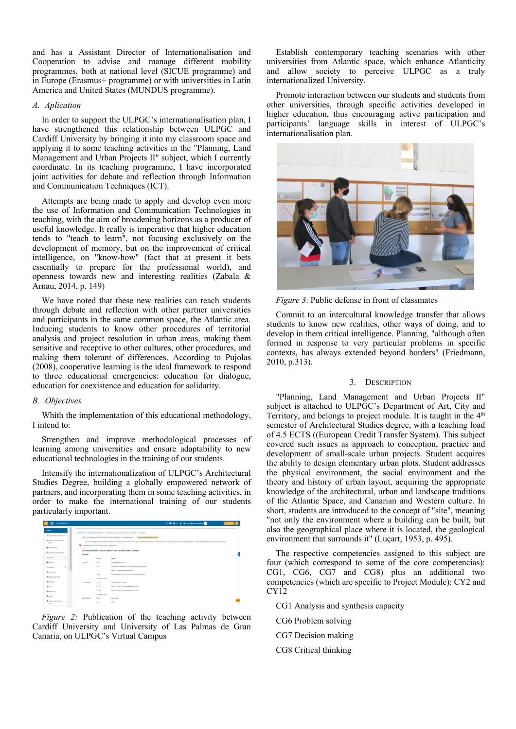and has a Assistant Director of Internationalisation and Cooperation to advise and manage different mobility programmes, both at national level (SICUE programme) and in Europe (Erasmus+ programme) or with universities in Latin America and United States (MUNDUS programme).

### A. Aplication

In order to support the ULPGC's internationalisation plan, I have strengthened this relationship between ULPGC and Cardiff University by bringing it into my classroom space and applying it to some teaching activities in the "Planning, Land Management and Urban Projects II" subject, which I currently coordinate. In its teaching programme, I have incorporated joint activities for debate and reflection through Information and Communication Techniques (ICT).

Attempts are being made to apply and develop even more the use of Information and Communication Technologies in teaching, with the aim of broadening horizons as a producer of useful knowledge. It really is imperative that higher education tends to "teach to learn", not focusing exclusively on the development of memory, but on the improvement of critical intelligence, on "know-how" (fact that at present it bets essentially to prepare for the professional world), and openness towards new and interesting realities (Zabala & Arnau, 2014, p. 149)

We have noted that these new realities can reach students through debate and reflection with other partner universities and participants in the same common space, the Atlantic area. Inducing students to know other procedures of territorial analysis and project resolution in urban areas, making them sensitive and receptive to other cultures, other procedures, and making them tolerant of differences. According to Pujolas (2008), cooperative learning is the ideal framework to respond to three educational emergencies: education for dialogue, education for coexistence and education for solidarity.

### B. Objectives

Whith the implementation of this educational methodology, I intend to:

Strengthen and improve methodological processes of learning among universities and ensure adaptability to new educational technologies in the training of our students.

Intensify the internationalization of ULPGC's Architectural Studies Degree, building a globally empowered network of partners, and incorporating them in some teaching activities, in order to make the international training of our students particularly important.

*Figure 2:* Publication of the teaching activity between Cardiff University and University of Las Palmas de Gran Canaria, on ULPGC's Virtual Campus

Establish contemporary teaching scenarios with other universities from Atlantic space, which enhance Atlanticity and allow society to perceive ULPGC as a truly internationalized University.

Promote interaction between our students and students from other universities, through specific activities developed in higher education, thus encouraging active participation and participants' language skills in interest of ULPGC's internationalisation plan.

*Figure 3*: Public defense in front of classmates

Commit to an intercultural knowledge transfer that allows students to know new realities, other ways of doing, and to develop in them critical intelligence. Planning, "although often formed in response to very particular problems in specific contexts, has always extended beyond borders" (Friedmann, 2010, p.313).

## 3. Description

"Planning, Land Management and Urban Projects II" subject is attached to ULPGC's Department of Art, City and Territory, and belongs to project module. It is taught in the 4th semester of Architectural Studies degree, with a teaching load of 4.5 ECTS ((European Credit Transfer System). This subject covered such issues as approach to conception, practice and development of small-scale urban projects. Student acquires the ability to design elementary urban plots. Student addresses the physical environment, the social environment and the theory and history of urban layout, acquiring the appropriate knowledge of the architectural, urban and landscape traditions of the Atlantic Space, and Canarian and Western culture. In short, students are introduced to the concept of "site", meaning "not only the environment where a building can be built, but also the geographical place where it is located, the geological environment that surrounds it" (Luçart, 1953, p. 495).

The respective competencies assigned to this subject are four (which correspond to some of the core competencias): CG1, CG6, CG7 and CG8) plus an additional two competencies (which are specific to Project Module): CY2 and CY12

CG1 Analysis and synthesis capacity

CG6 Problem solving

CG7 Decision making

CG8 Critical thinking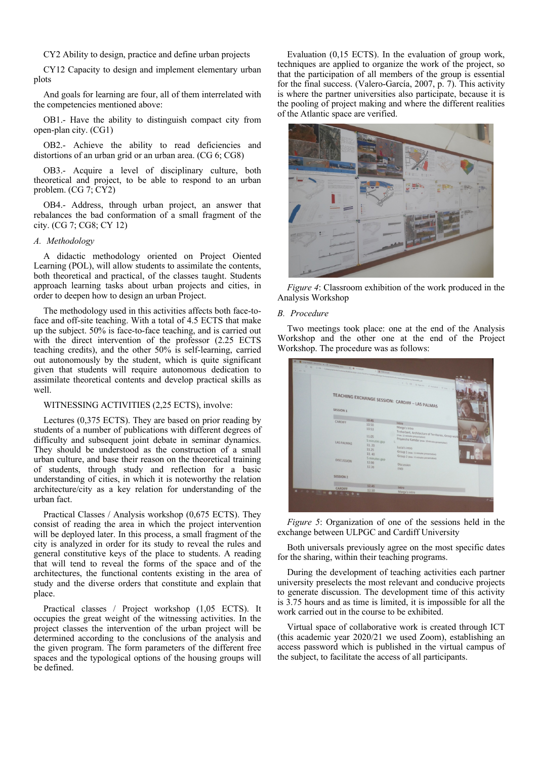CY2 Ability to design, practice and define urban projects

CY12 Capacity to design and implement elementary urban plots

And goals for learning are four, all of them interrelated with the competencies mentioned above:

OB1.- Have the ability to distinguish compact city from open-plan city. (CG1)

OB2.- Achieve the ability to read deficiencies and distortions of an urban grid or an urban area. (CG 6; CG8)

OB3.- Acquire a level of disciplinary culture, both theoretical and project, to be able to respond to an urban problem. (CG 7; CY2)

OB4.- Address, through urban project, an answer that rebalances the bad conformation of a small fragment of the city. (CG 7; CG8; CY 12)

### *A. Methodology*

A didactic methodology oriented on Project Oiented Learning (POL), will allow students to assimilate the contents, both theoretical and practical, of the classes taught. Students approach learning tasks about urban projects and cities, in order to deepen how to design an urban Project.

The methodology used in this activities affects both face-to-face and off-site teaching. With a total of 4.5 ECTS that make up the subject. 50% is face-to-face teaching, and is carried out with the direct intervention of the professor (2.25 ECTS teaching credits), and the other 50% is self-learning, carried out autonomously by the student, which is quite significant given that students will require autonomous dedication to assimilate theoretical contents and develop practical skills as well.

WITNESSING ACTIVITIES (2,25 ECTS), involve:

Lectures (0,375 ECTS). They are based on prior reading by students of a number of publications with different degrees of difficulty and subsequent joint debate in seminar dynamics. They should be understood as the construction of a small urban culture, and base their reason on the theoretical training of students, through study and reflection for a basic understanding of cities, in which it is noteworthy the relation architecture/city as a key relation for understanding of the urban fact.

Practical Classes / Analysis workshop (0,675 ECTS). They consist of reading the area in which the project intervention will be deployed later. In this process, a small fragment of the city is analyzed in order for its study to reveal the rules and general constitutive keys of the place to students. A reading that will tend to reveal the forms of the space and of the architectures, the functional contents existing in the area of study and the diverse orders that constitute and explain that place.

Practical classes / Project workshop (1,05 ECTS). It occupies the great weight of the witnessing activities. In the project classes the intervention of the urban project will be determined according to the conclusions of the analysis and the given program. The form parameters of the different free spaces and the typological options of the housing groups will be defined.

Evaluation (0,15 ECTS). In the evaluation of group work, techniques are applied to organize the work of the project, so that the participation of all members of the group is essential for the final success. (Valero-García, 2007, p. 7). This activity is where the partner universities also participate, because it is the pooling of project making and where the different realities of the Atlantic space are verified.

*Figure 4*: Classroom exhibition of the work produced in the Analysis Workshop

### *B. Procedure*

Two meetings took place: one at the end of the Analysis Workshop and the other one at the end of the Project Workshop. The procedure was as follows:

*Figure 5*: Organization of one of the sessions held in the exchange between ULPGC and Cardiff University

Both universals previously agree on the most specific dates for the sharing, within their teaching programs.

During the development of teaching activities each partner university preselects the most relevant and conducive projects to generate discussion. The development time of this activity is 3.75 hours and as time is limited, it is impossible for all the work carried out in the course to be exhibited.

Virtual space of collaborative work is created through ICT (this academic year 2020/21 we used Zoom), establishing an access password which is published in the virtual campus of the subject, to facilitate the access of all participants.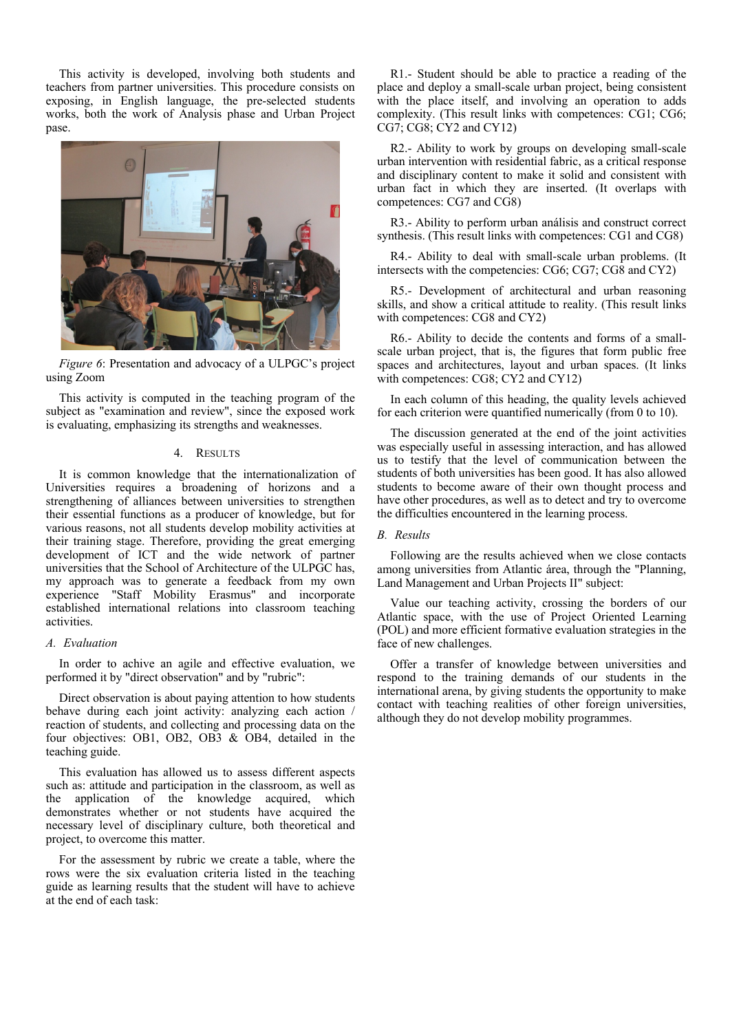This activity is developed, involving both students and teachers from partner universities. This procedure consists on exposing, in English language, the pre-selected students works, both the work of Analysis phase and Urban Project pase.

*Figure 6*: Presentation and advocacy of a ULPGC's project using Zoom

This activity is computed in the teaching program of the subject as "examination and review", since the exposed work is evaluating, emphasizing its strengths and weaknesses.

## 4. RESULTS

It is common knowledge that the internationalization of Universities requires a broadening of horizons and a strengthening of alliances between universities to strengthen their essential functions as a producer of knowledge, but for various reasons, not all students develop mobility activities at their training stage. Therefore, providing the great emerging development of ICT and the wide network of partner universities that the School of Architecture of the ULPGC has, my approach was to generate a feedback from my own experience "Staff Mobility Erasmus" and incorporate established international relations into classroom teaching activities.

### *A. Evaluation*

In order to achive an agile and effective evaluation, we performed it by "direct observation" and by "rubric":

Direct observation is about paying attention to how students behave during each joint activity: analyzing each action / reaction of students, and collecting and processing data on the four objectives: OB1, OB2, OB3 & OB4, detailed in the teaching guide.

This evaluation has allowed us to assess different aspects such as: attitude and participation in the classroom, as well as the application of the knowledge acquired, which demonstrates whether or not students have acquired the necessary level of disciplinary culture, both theoretical and project, to overcome this matter.

For the assessment by rubric we create a table, where the rows were the six evaluation criteria listed in the teaching guide as learning results that the student will have to achieve at the end of each task:

R1.- Student should be able to practice a reading of the place and deploy a small-scale urban project, being consistent with the place itself, and involving an operation to adds complexity. (This result links with competences: CG1; CG6; CG7; CG8; CY2 and CY12)

R2.- Ability to work by groups on developing small-scale urban intervention with residential fabric, as a critical response and disciplinary content to make it solid and consistent with urban fact in which they are inserted. (It overlaps with competences: CG7 and CG8)

R3.- Ability to perform urban análisis and construct correct synthesis. (This result links with competences: CG1 and CG8)

R4.- Ability to deal with small-scale urban problems. (It intersects with the competencies: CG6; CG7; CG8 and CY2)

R5.- Development of architectural and urban reasoning skills, and show a critical attitude to reality. (This result links with competences: CG8 and CY2)

R6.- Ability to decide the contents and forms of a small-scale urban project, that is, the figures that form public free spaces and architectures, layout and urban spaces. (It links with competences: CG8; CY2 and CY12)

In each column of this heading, the quality levels achieved for each criterion were quantified numerically (from 0 to 10).

The discussion generated at the end of the joint activities was especially useful in assessing interaction, and has allowed us to testify that the level of communication between the students of both universities has been good. It has also allowed students to become aware of their own thought process and have other procedures, as well as to detect and try to overcome the difficulties encountered in the learning process.

### *B. Results*

Following are the results achieved when we close contacts among universities from Atlantic área, through the "Planning, Land Management and Urban Projects II" subject:

Value our teaching activity, crossing the borders of our Atlantic space, with the use of Project Oriented Learning (POL) and more efficient formative evaluation strategies in the face of new challenges.

Offer a transfer of knowledge between universities and respond to the training demands of our students in the international arena, by giving students the opportunity to make contact with teaching realities of other foreign universities, although they do not develop mobility programmes.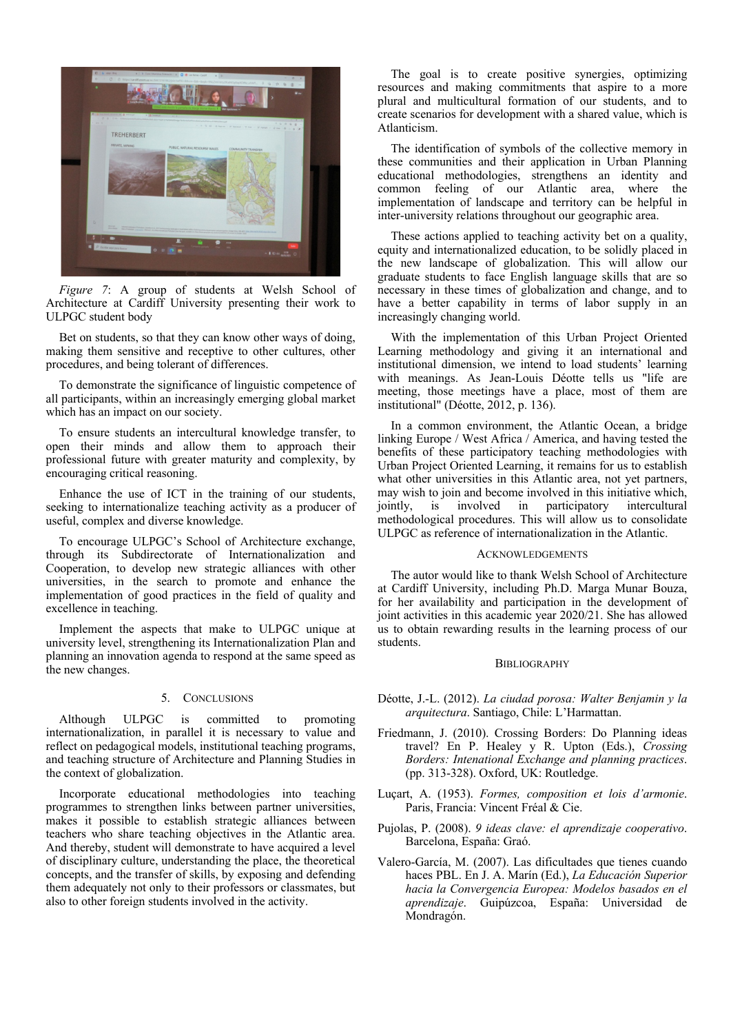*Figure 7*: A group of students at Welsh School of Architecture at Cardiff University presenting their work to ULPGC student body

Bet on students, so that they can know other ways of doing, making them sensitive and receptive to other cultures, other procedures, and being tolerant of differences.

To demonstrate the significance of linguistic competence of all participants, within an increasingly emerging global market which has an impact on our society.

To ensure students an intercultural knowledge transfer, to open their minds and allow them to approach their professional future with greater maturity and complexity, by encouraging critical reasoning.

Enhance the use of ICT in the training of our students, seeking to internationalize teaching activity as a producer of useful, complex and diverse knowledge.

To encourage ULPGC's School of Architecture exchange, through its Subdirectorate of Internationalization and Cooperation, to develop new strategic alliances with other universities, in the search to promote and enhance the implementation of good practices in the field of quality and excellence in teaching.

Implement the aspects that make to ULPGC unique at university level, strengthening its Internationalization Plan and planning an innovation agenda to respond at the same speed as the new changes.

## 5. Conclusions

Although ULPGC is committed to promoting internationalization, in parallel it is necessary to value and reflect on pedagogical models, institutional teaching programs, and teaching structure of Architecture and Planning Studies in the context of globalization.

Incorporate educational methodologies into teaching programmes to strengthen links between partner universities, makes it possible to establish strategic alliances between teachers who share teaching objectives in the Atlantic area. And thereby, student will demonstrate to have acquired a level of disciplinary culture, understanding the place, the theoretical concepts, and the transfer of skills, by exposing and defending them adequately not only to their professors or classmates, but also to other foreign students involved in the activity.

The goal is to create positive synergies, optimizing resources and making commitments that aspire to a more plural and multicultural formation of our students, and to create scenarios for development with a shared value, which is Atlanticism.

The identification of symbols of the collective memory in these communities and their application in Urban Planning educational methodologies, strengthens an identity and common feeling of our Atlantic area, where the implementation of landscape and territory can be helpful in inter-university relations throughout our geographic area.

These actions applied to teaching activity bet on a quality, equity and internationalized education, to be solidly placed in the new landscape of globalization. This will allow our graduate students to face English language skills that are so necessary in these times of globalization and change, and to have a better capability in terms of labor supply in an increasingly changing world.

With the implementation of this Urban Project Oriented Learning methodology and giving it an international and institutional dimension, we intend to load students' learning with meanings. As Jean-Louis Déotte tells us "life are meeting, those meetings have a place, most of them are institutional" (Déotte, 2012, p. 136).

In a common environment, the Atlantic Ocean, a bridge linking Europe / West Africa / America, and having tested the benefits of these participatory teaching methodologies with Urban Project Oriented Learning, it remains for us to establish what other universities in this Atlantic area, not yet partners, may wish to join and become involved in this initiative which, jointly, is involved in participatory intercultural methodological procedures. This will allow us to consolidate ULPGC as reference of internationalization in the Atlantic.

## Acknowledgements

The autor would like to thank Welsh School of Architecture at Cardiff University, including Ph.D. Marga Munar Bouza, for her availability and participation in the development of joint activities in this academic year 2020/21. She has allowed us to obtain rewarding results in the learning process of our students.

## Bibliography

Déotte, J.-L. (2012). *La ciudad porosa: Walter Benjamin y la arquitectura*. Santiago, Chile: L'Harmattan.

Friedmann, J. (2010). Crossing Borders: Do Planning ideas travel? En P. Healey y R. Upton (Eds.), *Crossing Borders: Intenational Exchange and planning practices*. (pp. 313-328). Oxford, UK: Routledge.

Luçart, A. (1953). *Formes, composition et lois d'armonie*. Paris, Francia: Vincent Fréal & Cie.

Pujolas, P. (2008). *9 ideas clave: el aprendizaje cooperativo*. Barcelona, España: Graó.

Valero-García, M. (2007). Las dificultades que tienes cuando haces PBL. En J. A. Marín (Ed.), *La Educación Superior hacia la Convergencia Europea: Modelos basados en el aprendizaje*. Guipúzcoa, España: Universidad de Mondragón.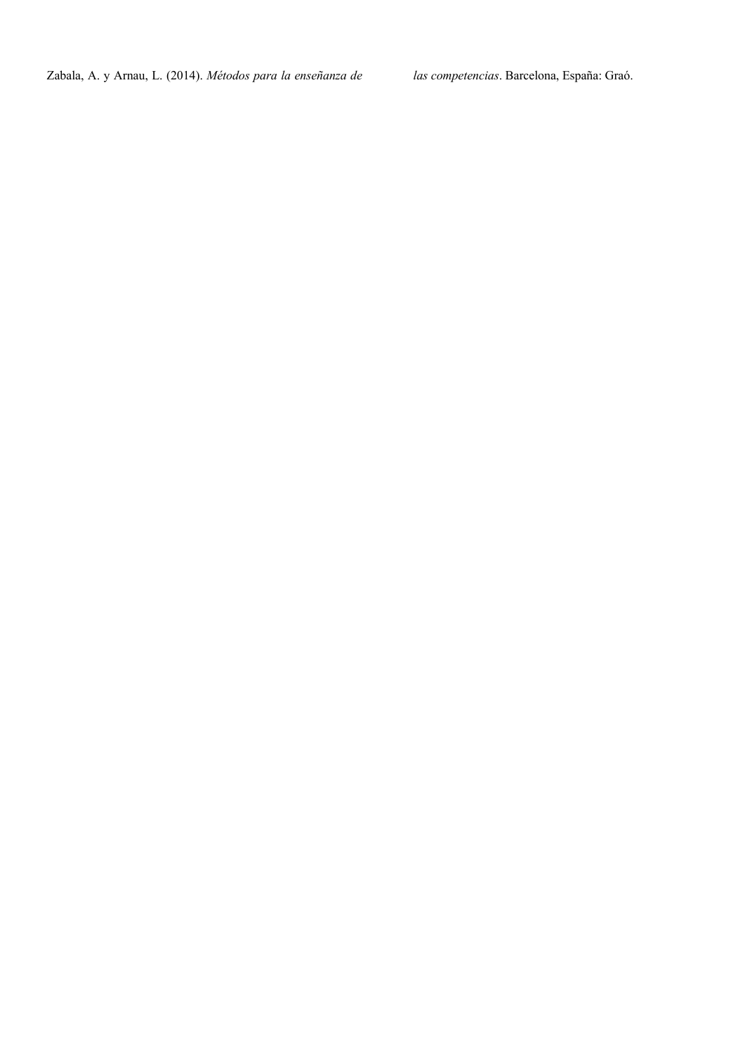Zabala, A. y Arnau, L. (2014). *Métodos para la enseñanza de las competencias*. Barcelona, España: Graó.